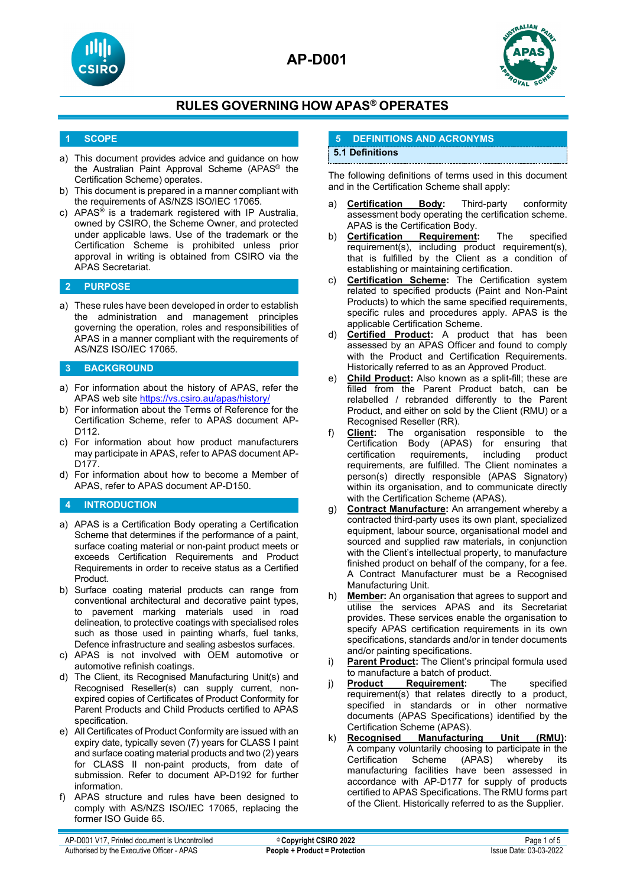# AP-D001

## RULES GOVERNING HOW APAS® OPERATES

## 1 SCOPE

a) This document provides advice and guidance on how the Australian Paint Approval Scheme (APAS® the Certification Scheme) operates.
b) This document is prepared in a manner compliant with the requirements of AS/NZS ISO/IEC 17065.
c) APAS® is a trademark registered with IP Australia, owned by CSIRO, the Scheme Owner, and protected under applicable laws. Use of the trademark or the Certification Scheme is prohibited unless prior approval in writing is obtained from CSIRO via the APAS Secretariat.

## 2 PURPOSE

a) These rules have been developed in order to establish the administration and management principles governing the operation, roles and responsibilities of APAS in a manner compliant with the requirements of AS/NZS ISO/IEC 17065.

## 3 BACKGROUND

a) For information about the history of APAS, refer the APAS web site https://vs.csiro.au/apas/history/
b) For information about the Terms of Reference for the Certification Scheme, refer to APAS document AP-D112.
c) For information about how product manufacturers may participate in APAS, refer to APAS document AP-D177.
d) For information about how to become a Member of APAS, refer to APAS document AP-D150.

## 4 INTRODUCTION

a) APAS is a Certification Body operating a Certification Scheme that determines if the performance of a paint, surface coating material or non-paint product meets or exceeds Certification Requirements and Product Requirements in order to receive status as a Certified Product.
b) Surface coating material products can range from conventional architectural and decorative paint types, to pavement marking materials used in road delineation, to protective coatings with specialised roles such as those used in painting wharfs, fuel tanks, Defence infrastructure and sealing asbestos surfaces.
c) APAS is not involved with OEM automotive or automotive refinish coatings.
d) The Client, its Recognised Manufacturing Unit(s) and Recognised Reseller(s) can supply current, non-expired copies of Certificates of Product Conformity for Parent Products and Child Products certified to APAS specification.
e) All Certificates of Product Conformity are issued with an expiry date, typically seven (7) years for CLASS I paint and surface coating material products and two (2) years for CLASS II non-paint products, from date of submission. Refer to document AP-D192 for further information.
f) APAS structure and rules have been designed to comply with AS/NZS ISO/IEC 17065, replacing the former ISO Guide 65.

## 5 DEFINITIONS AND ACRONYMS

### 5.1 Definitions

The following definitions of terms used in this document and in the Certification Scheme shall apply:

a) **Certification Body:** Third-party conformity assessment body operating the certification scheme. APAS is the Certification Body.
b) **Certification Requirement:** The specified requirement(s), including product requirement(s), that is fulfilled by the Client as a condition of establishing or maintaining certification.
c) **Certification Scheme:** The Certification system related to specified products (Paint and Non-Paint Products) to which the same specified requirements, specific rules and procedures apply. APAS is the applicable Certification Scheme.
d) **Certified Product:** A product that has been assessed by an APAS Officer and found to comply with the Product and Certification Requirements. Historically referred to as an Approved Product.
e) **Child Product:** Also known as a split-fill; these are filled from the Parent Product batch, can be relabelled / rebranded differently to the Parent Product, and either on sold by the Client (RMU) or a Recognised Reseller (RR).
f) **Client:** The organisation responsible to the Certification Body (APAS) for ensuring that certification requirements, including product requirements, are fulfilled. The Client nominates a person(s) directly responsible (APAS Signatory) within its organisation, and to communicate directly with the Certification Scheme (APAS).
g) **Contract Manufacture:** An arrangement whereby a contracted third-party uses its own plant, specialized equipment, labour source, organisational model and sourced and supplied raw materials, in conjunction with the Client's intellectual property, to manufacture finished product on behalf of the company, for a fee. A Contract Manufacturer must be a Recognised Manufacturing Unit.
h) **Member:** An organisation that agrees to support and utilise the services APAS and its Secretariat provides. These services enable the organisation to specify APAS certification requirements in its own specifications, standards and/or in tender documents and/or painting specifications.
i) **Parent Product:** The Client's principal formula used to manufacture a batch of product.
j) **Product Requirement:** The specified requirement(s) that relates directly to a product, specified in standards or in other normative documents (APAS Specifications) identified by the Certification Scheme (APAS).
k) **Recognised Manufacturing Unit (RMU):** A company voluntarily choosing to participate in the Certification Scheme (APAS) whereby its manufacturing facilities have been assessed in accordance with AP-D177 for supply of products certified to APAS Specifications. The RMU forms part of the Client. Historically referred to as the Supplier.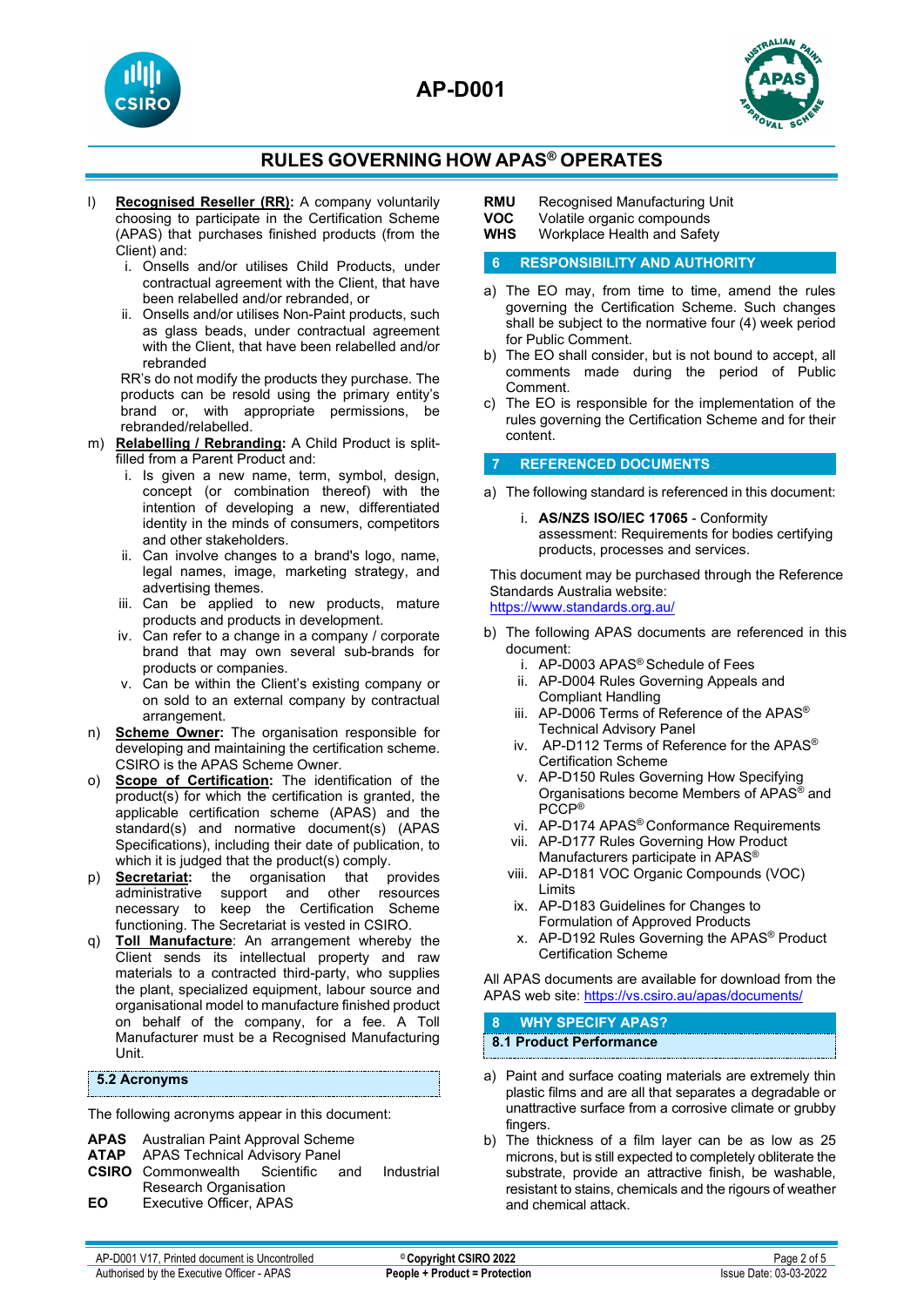l) **Recognised Reseller (RR):** A company voluntarily choosing to participate in the Certification Scheme (APAS) that purchases finished products (from the Client) and:
   i. Onsells and/or utilises Child Products, under contractual agreement with the Client, that have been relabelled and/or rebranded, or
   ii. Onsells and/or utilises Non-Paint products, such as glass beads, under contractual agreement with the Client, that have been relabelled and/or rebranded

   RR's do not modify the products they purchase. The products can be resold using the primary entity's brand or, with appropriate permissions, be rebranded/relabelled.

m) **Relabelling / Rebranding:** A Child Product is split-filled from a Parent Product and:
   i. Is given a new name, term, symbol, design, concept (or combination thereof) with the intention of developing a new, differentiated identity in the minds of consumers, competitors and other stakeholders.
   ii. Can involve changes to a brand's logo, name, legal names, image, marketing strategy, and advertising themes.
   iii. Can be applied to new products, mature products and products in development.
   iv. Can refer to a change in a company / corporate brand that may own several sub-brands for products or companies.
   v. Can be within the Client's existing company or on sold to an external company by contractual arrangement.

n) **Scheme Owner:** The organisation responsible for developing and maintaining the certification scheme. CSIRO is the APAS Scheme Owner.

o) **Scope of Certification:** The identification of the product(s) for which the certification is granted, the applicable certification scheme (APAS) and the standard(s) and normative document(s) (APAS Specifications), including their date of publication, to which it is judged that the product(s) comply.

p) **Secretariat:** the organisation that provides administrative support and other resources necessary to keep the Certification Scheme functioning. The Secretariat is vested in CSIRO.

q) **Toll Manufacture**: An arrangement whereby the Client sends its intellectual property and raw materials to a contracted third-party, who supplies the plant, specialized equipment, labour source and organisational model to manufacture finished product on behalf of the company, for a fee. A Toll Manufacturer must be a Recognised Manufacturing Unit.

### 5.2 Acronyms

The following acronyms appear in this document:

| | |
|---|---|
| **APAS** | Australian Paint Approval Scheme |
| **ATAP** | APAS Technical Advisory Panel |
| **CSIRO** | Commonwealth Scientific and Industrial Research Organisation |
| **EO** | Executive Officer, APAS |
| **RMU** | Recognised Manufacturing Unit |
| **VOC** | Volatile organic compounds |
| **WHS** | Workplace Health and Safety |

## 6 RESPONSIBILITY AND AUTHORITY

a) The EO may, from time to time, amend the rules governing the Certification Scheme. Such changes shall be subject to the normative four (4) week period for Public Comment.

b) The EO shall consider, but is not bound to accept, all comments made during the period of Public Comment.

c) The EO is responsible for the implementation of the rules governing the Certification Scheme and for their content.

## 7 REFERENCED DOCUMENTS

a) The following standard is referenced in this document:
   i. **AS/NZS ISO/IEC 17065** - Conformity assessment: Requirements for bodies certifying products, processes and services.

This document may be purchased through the Reference Standards Australia website:
https://www.standards.org.au/

b) The following APAS documents are referenced in this document:
   i. AP-D003 APAS® Schedule of Fees
   ii. AP-D004 Rules Governing Appeals and Compliant Handling
   iii. AP-D006 Terms of Reference of the APAS® Technical Advisory Panel
   iv. AP-D112 Terms of Reference for the APAS® Certification Scheme
   v. AP-D150 Rules Governing How Specifying Organisations become Members of APAS® and PCCP®
   vi. AP-D174 APAS® Conformance Requirements
   vii. AP-D177 Rules Governing How Product Manufacturers participate in APAS®
   viii. AP-D181 VOC Organic Compounds (VOC) Limits
   ix. AP-D183 Guidelines for Changes to Formulation of Approved Products
   x. AP-D192 Rules Governing the APAS® Product Certification Scheme

All APAS documents are available for download from the APAS web site: https://vs.csiro.au/apas/documents/

## 8 WHY SPECIFY APAS?

### 8.1 Product Performance

a) Paint and surface coating materials are extremely thin plastic films and are all that separates a degradable or unattractive surface from a corrosive climate or grubby fingers.

b) The thickness of a film layer can be as low as 25 microns, but is still expected to completely obliterate the substrate, provide an attractive finish, be washable, resistant to stains, chemicals and the rigours of weather and chemical attack.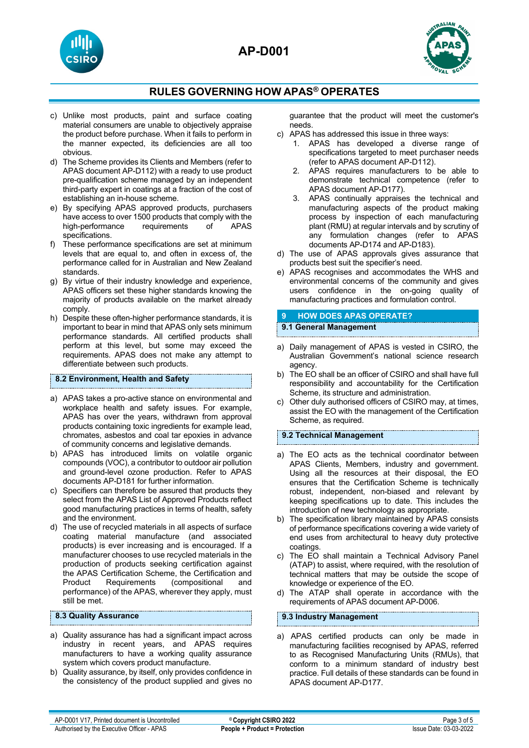c) Unlike most products, paint and surface coating material consumers are unable to objectively appraise the product before purchase. When it fails to perform in the manner expected, its deficiencies are all too obvious.

d) The Scheme provides its Clients and Members (refer to APAS document AP-D112) with a ready to use product pre-qualification scheme managed by an independent third-party expert in coatings at a fraction of the cost of establishing an in-house scheme.

e) By specifying APAS approved products, purchasers have access to over 1500 products that comply with the high-performance requirements of APAS specifications.

f) These performance specifications are set at minimum levels that are equal to, and often in excess of, the performance called for in Australian and New Zealand standards.

g) By virtue of their industry knowledge and experience, APAS officers set these higher standards knowing the majority of products available on the market already comply.

h) Despite these often-higher performance standards, it is important to bear in mind that APAS only sets minimum performance standards. All certified products shall perform at this level, but some may exceed the requirements. APAS does not make any attempt to differentiate between such products.

### 8.2 Environment, Health and Safety

a) APAS takes a pro-active stance on environmental and workplace health and safety issues. For example, APAS has over the years, withdrawn from approval products containing toxic ingredients for example lead, chromates, asbestos and coal tar epoxies in advance of community concerns and legislative demands.

b) APAS has introduced limits on volatile organic compounds (VOC), a contributor to outdoor air pollution and ground-level ozone production. Refer to APAS documents AP-D181 for further information.

c) Specifiers can therefore be assured that products they select from the APAS List of Approved Products reflect good manufacturing practices in terms of health, safety and the environment.

d) The use of recycled materials in all aspects of surface coating material manufacture (and associated products) is ever increasing and is encouraged. If a manufacturer chooses to use recycled materials in the production of products seeking certification against the APAS Certification Scheme, the Certification and Product Requirements (compositional and performance) of the APAS, wherever they apply, must still be met.

### 8.3 Quality Assurance

a) Quality assurance has had a significant impact across industry in recent years, and APAS requires manufacturers to have a working quality assurance system which covers product manufacture.

b) Quality assurance, by itself, only provides confidence in the consistency of the product supplied and gives no guarantee that the product will meet the customer's needs.

c) APAS has addressed this issue in three ways:
   1. APAS has developed a diverse range of specifications targeted to meet purchaser needs (refer to APAS document AP-D112).
   2. APAS requires manufacturers to be able to demonstrate technical competence (refer to APAS document AP-D177).
   3. APAS continually appraises the technical and manufacturing aspects of the product making process by inspection of each manufacturing plant (RMU) at regular intervals and by scrutiny of any formulation changes (refer to APAS documents AP-D174 and AP-D183).

d) The use of APAS approvals gives assurance that products best suit the specifier's need.

e) APAS recognises and accommodates the WHS and environmental concerns of the community and gives users confidence in the on-going quality of manufacturing practices and formulation control.

## 9 HOW DOES APAS OPERATE?

### 9.1 General Management

a) Daily management of APAS is vested in CSIRO, the Australian Government's national science research agency.

b) The EO shall be an officer of CSIRO and shall have full responsibility and accountability for the Certification Scheme, its structure and administration.

c) Other duly authorised officers of CSIRO may, at times, assist the EO with the management of the Certification Scheme, as required.

### 9.2 Technical Management

a) The EO acts as the technical coordinator between APAS Clients, Members, industry and government. Using all the resources at their disposal, the EO ensures that the Certification Scheme is technically robust, independent, non-biased and relevant by keeping specifications up to date. This includes the introduction of new technology as appropriate.

b) The specification library maintained by APAS consists of performance specifications covering a wide variety of end uses from architectural to heavy duty protective coatings.

c) The EO shall maintain a Technical Advisory Panel (ATAP) to assist, where required, with the resolution of technical matters that may be outside the scope of knowledge or experience of the EO.

d) The ATAP shall operate in accordance with the requirements of APAS document AP-D006.

### 9.3 Industry Management

a) APAS certified products can only be made in manufacturing facilities recognised by APAS, referred to as Recognised Manufacturing Units (RMUs), that conform to a minimum standard of industry best practice. Full details of these standards can be found in APAS document AP-D177.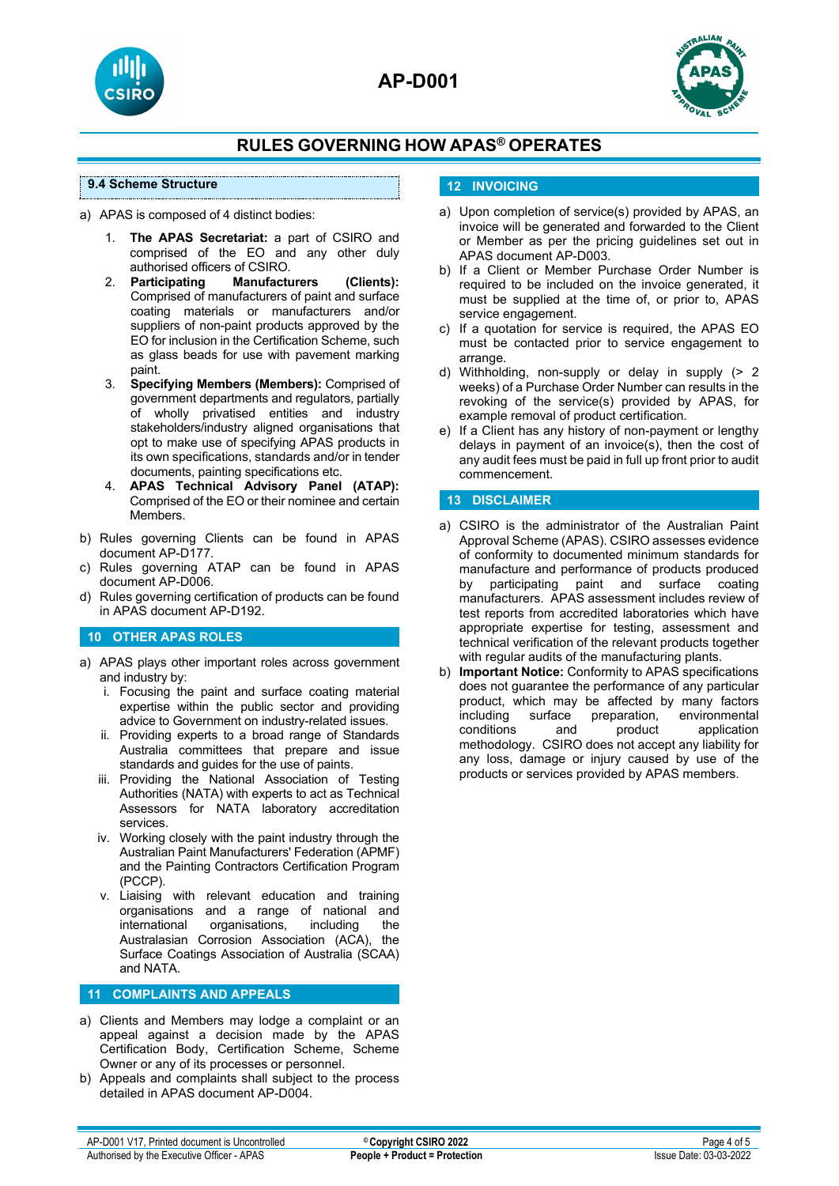### 9.4 Scheme Structure

a) APAS is composed of 4 distinct bodies:

1. **The APAS Secretariat:** a part of CSIRO and comprised of the EO and any other duly authorised officers of CSIRO.
2. **Participating Manufacturers (Clients):** Comprised of manufacturers of paint and surface coating materials or manufacturers and/or suppliers of non-paint products approved by the EO for inclusion in the Certification Scheme, such as glass beads for use with pavement marking paint.
3. **Specifying Members (Members):** Comprised of government departments and regulators, partially of wholly privatised entities and industry stakeholders/industry aligned organisations that opt to make use of specifying APAS products in its own specifications, standards and/or in tender documents, painting specifications etc.
4. **APAS Technical Advisory Panel (ATAP):** Comprised of the EO or their nominee and certain Members.

b) Rules governing Clients can be found in APAS document AP-D177.

c) Rules governing ATAP can be found in APAS document AP-D006.

d) Rules governing certification of products can be found in APAS document AP-D192.

## 10 OTHER APAS ROLES

a) APAS plays other important roles across government and industry by:

i. Focusing the paint and surface coating material expertise within the public sector and providing advice to Government on industry-related issues.

ii. Providing experts to a broad range of Standards Australia committees that prepare and issue standards and guides for the use of paints.

iii. Providing the National Association of Testing Authorities (NATA) with experts to act as Technical Assessors for NATA laboratory accreditation services.

iv. Working closely with the paint industry through the Australian Paint Manufacturers' Federation (APMF) and the Painting Contractors Certification Program (PCCP).

v. Liaising with relevant education and training organisations and a range of national and international organisations, including the Australasian Corrosion Association (ACA), the Surface Coatings Association of Australia (SCAA) and NATA.

## 11 COMPLAINTS AND APPEALS

a) Clients and Members may lodge a complaint or an appeal against a decision made by the APAS Certification Body, Certification Scheme, Scheme Owner or any of its processes or personnel.

b) Appeals and complaints shall subject to the process detailed in APAS document AP-D004.

## 12 INVOICING

a) Upon completion of service(s) provided by APAS, an invoice will be generated and forwarded to the Client or Member as per the pricing guidelines set out in APAS document AP-D003.

b) If a Client or Member Purchase Order Number is required to be included on the invoice generated, it must be supplied at the time of, or prior to, APAS service engagement.

c) If a quotation for service is required, the APAS EO must be contacted prior to service engagement to arrange.

d) Withholding, non-supply or delay in supply (> 2 weeks) of a Purchase Order Number can results in the revoking of the service(s) provided by APAS, for example removal of product certification.

e) If a Client has any history of non-payment or lengthy delays in payment of an invoice(s), then the cost of any audit fees must be paid in full up front prior to audit commencement.

## 13 DISCLAIMER

a) CSIRO is the administrator of the Australian Paint Approval Scheme (APAS). CSIRO assesses evidence of conformity to documented minimum standards for manufacture and performance of products produced by participating paint and surface coating manufacturers. APAS assessment includes review of test reports from accredited laboratories which have appropriate expertise for testing, assessment and technical verification of the relevant products together with regular audits of the manufacturing plants.

b) **Important Notice:** Conformity to APAS specifications does not guarantee the performance of any particular product, which may be affected by many factors including surface preparation, environmental conditions and product application methodology. CSIRO does not accept any liability for any loss, damage or injury caused by use of the products or services provided by APAS members.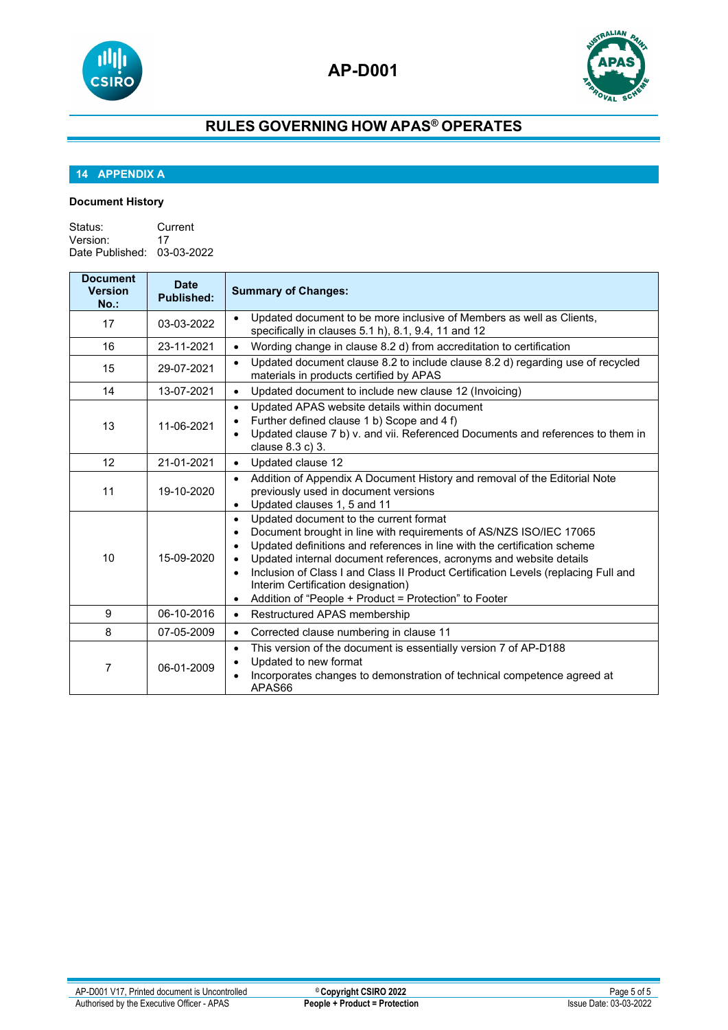## 14 APPENDIX A

**Document History**

Status: Current
Version: 17
Date Published: 03-03-2022

| Document Version No.: | Date Published: | Summary of Changes: |
|---|---|---|
| 17 | 03-03-2022 | • Updated document to be more inclusive of Members as well as Clients, specifically in clauses 5.1 h), 8.1, 9.4, 11 and 12 |
| 16 | 23-11-2021 | • Wording change in clause 8.2 d) from accreditation to certification |
| 15 | 29-07-2021 | • Updated document clause 8.2 to include clause 8.2 d) regarding use of recycled materials in products certified by APAS |
| 14 | 13-07-2021 | • Updated document to include new clause 12 (Invoicing) |
| 13 | 11-06-2021 | • Updated APAS website details within document<br>• Further defined clause 1 b) Scope and 4 f)<br>• Updated clause 7 b) v. and vii. Referenced Documents and references to them in clause 8.3 c) 3. |
| 12 | 21-01-2021 | • Updated clause 12 |
| 11 | 19-10-2020 | • Addition of Appendix A Document History and removal of the Editorial Note previously used in document versions<br>• Updated clauses 1, 5 and 11 |
| 10 | 15-09-2020 | • Updated document to the current format<br>• Document brought in line with requirements of AS/NZS ISO/IEC 17065<br>• Updated definitions and references in line with the certification scheme<br>• Updated internal document references, acronyms and website details<br>• Inclusion of Class I and Class II Product Certification Levels (replacing Full and Interim Certification designation)<br>• Addition of "People + Product = Protection" to Footer |
| 9 | 06-10-2016 | • Restructured APAS membership |
| 8 | 07-05-2009 | • Corrected clause numbering in clause 11 |
| 7 | 06-01-2009 | • This version of the document is essentially version 7 of AP-D188<br>• Updated to new format<br>• Incorporates changes to demonstration of technical competence agreed at APAS66 |